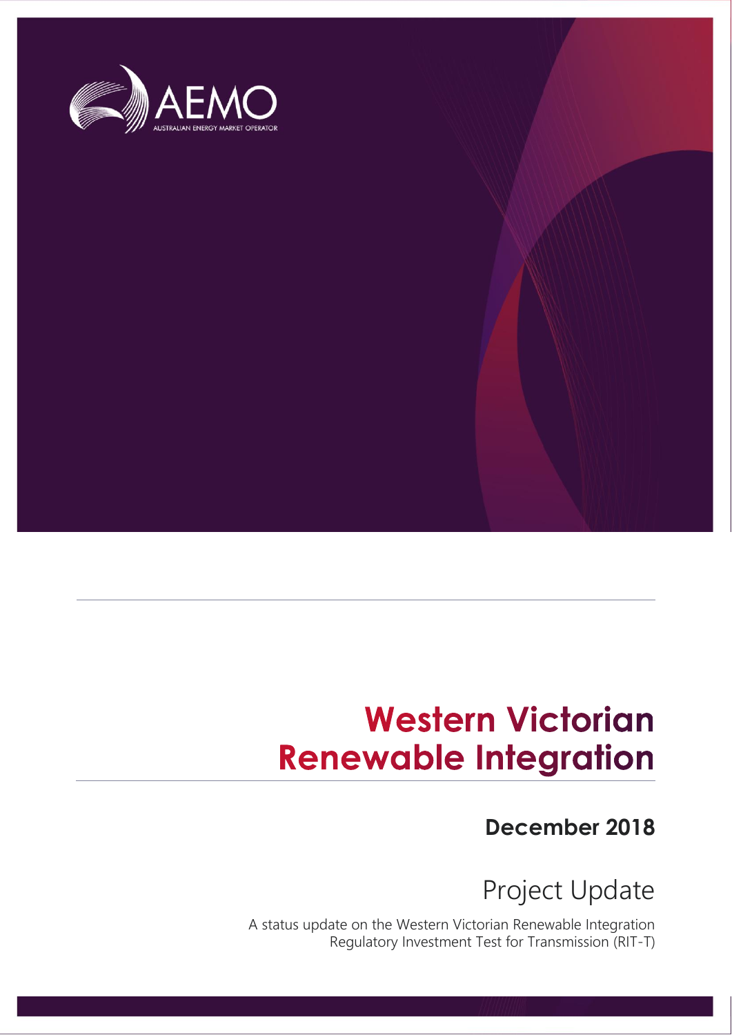AEMO

AUSTRALIAN ENERGY MARKET OPERATOR

# Western Victorian Renewable Integration

## December 2018

## Project Update

A status update on the Western Victorian Renewable Integration Regulatory Investment Test for Transmission (RIT-T)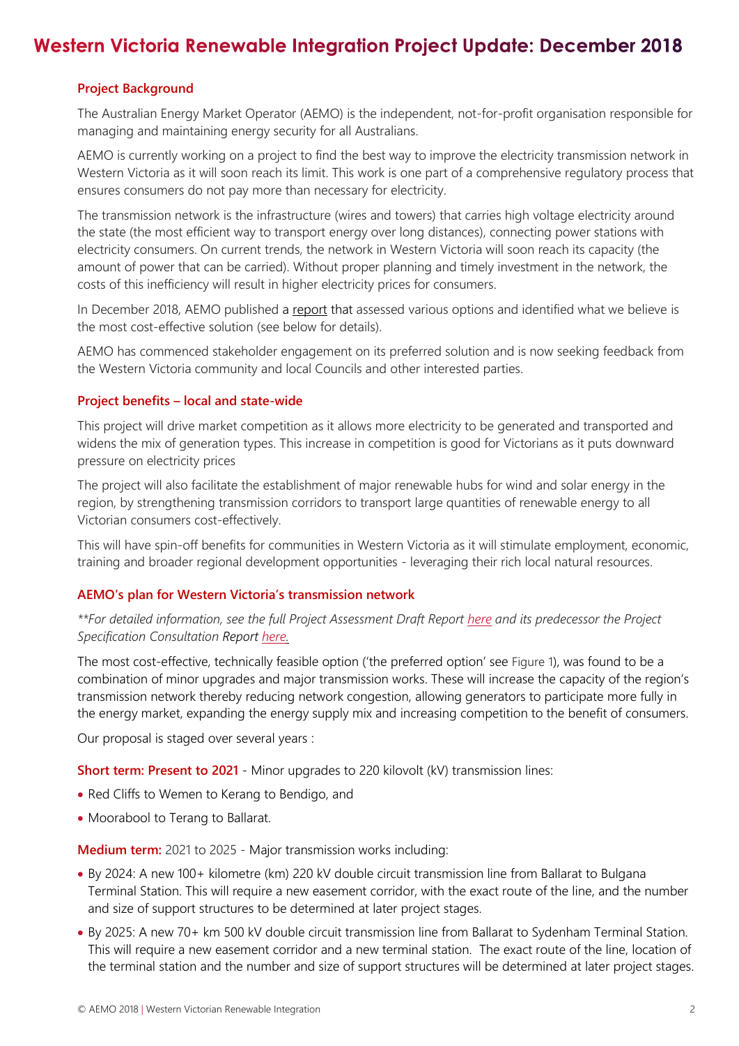# Western Victoria Renewable Integration Project Update: December 2018

### Project Background

The Australian Energy Market Operator (AEMO) is the independent, not-for-profit organisation responsible for managing and maintaining energy security for all Australians.

AEMO is currently working on a project to find the best way to improve the electricity transmission network in Western Victoria as it will soon reach its limit. This work is one part of a comprehensive regulatory process that ensures consumers do not pay more than necessary for electricity.

The transmission network is the infrastructure (wires and towers) that carries high voltage electricity around the state (the most efficient way to transport energy over long distances), connecting power stations with electricity consumers. On current trends, the network in Western Victoria will soon reach its capacity (the amount of power that can be carried). Without proper planning and timely investment in the network, the costs of this inefficiency will result in higher electricity prices for consumers.

In December 2018, AEMO published a report that assessed various options and identified what we believe is the most cost-effective solution (see below for details).

AEMO has commenced stakeholder engagement on its preferred solution and is now seeking feedback from the Western Victoria community and local Councils and other interested parties.

### Project benefits – local and state-wide

This project will drive market competition as it allows more electricity to be generated and transported and widens the mix of generation types. This increase in competition is good for Victorians as it puts downward pressure on electricity prices

The project will also facilitate the establishment of major renewable hubs for wind and solar energy in the region, by strengthening transmission corridors to transport large quantities of renewable energy to all Victorian consumers cost-effectively.

This will have spin-off benefits for communities in Western Victoria as it will stimulate employment, economic, training and broader regional development opportunities - leveraging their rich local natural resources.

### AEMO's plan for Western Victoria's transmission network

*\*\*For detailed information, see the full Project Assessment Draft Report here and its predecessor the Project Specification Consultation Report here.*

The most cost-effective, technically feasible option ('the preferred option' see Figure 1), was found to be a combination of minor upgrades and major transmission works. These will increase the capacity of the region's transmission network thereby reducing network congestion, allowing generators to participate more fully in the energy market, expanding the energy supply mix and increasing competition to the benefit of consumers.

Our proposal is staged over several years :

**Short term: Present to 2021** - Minor upgrades to 220 kilovolt (kV) transmission lines:

- Red Cliffs to Wemen to Kerang to Bendigo, and
- Moorabool to Terang to Ballarat.

**Medium term:** 2021 to 2025 - Major transmission works including:

- By 2024: A new 100+ kilometre (km) 220 kV double circuit transmission line from Ballarat to Bulgana Terminal Station. This will require a new easement corridor, with the exact route of the line, and the number and size of support structures to be determined at later project stages.
- By 2025: A new 70+ km 500 kV double circuit transmission line from Ballarat to Sydenham Terminal Station. This will require a new easement corridor and a new terminal station. The exact route of the line, location of the terminal station and the number and size of support structures will be determined at later project stages.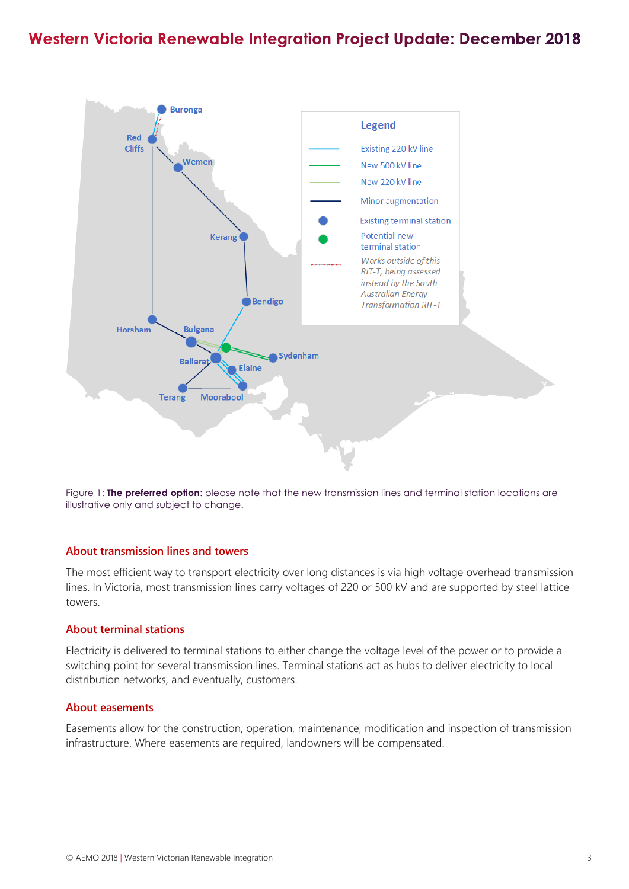# Western Victoria Renewable Integration Project Update: December 2018

Figure 1: **The preferred option**: please note that the new transmission lines and terminal station locations are illustrative only and subject to change.

## About transmission lines and towers

The most efficient way to transport electricity over long distances is via high voltage overhead transmission lines. In Victoria, most transmission lines carry voltages of 220 or 500 kV and are supported by steel lattice towers.

## About terminal stations

Electricity is delivered to terminal stations to either change the voltage level of the power or to provide a switching point for several transmission lines. Terminal stations act as hubs to deliver electricity to local distribution networks, and eventually, customers.

## About easements

Easements allow for the construction, operation, maintenance, modification and inspection of transmission infrastructure. Where easements are required, landowners will be compensated.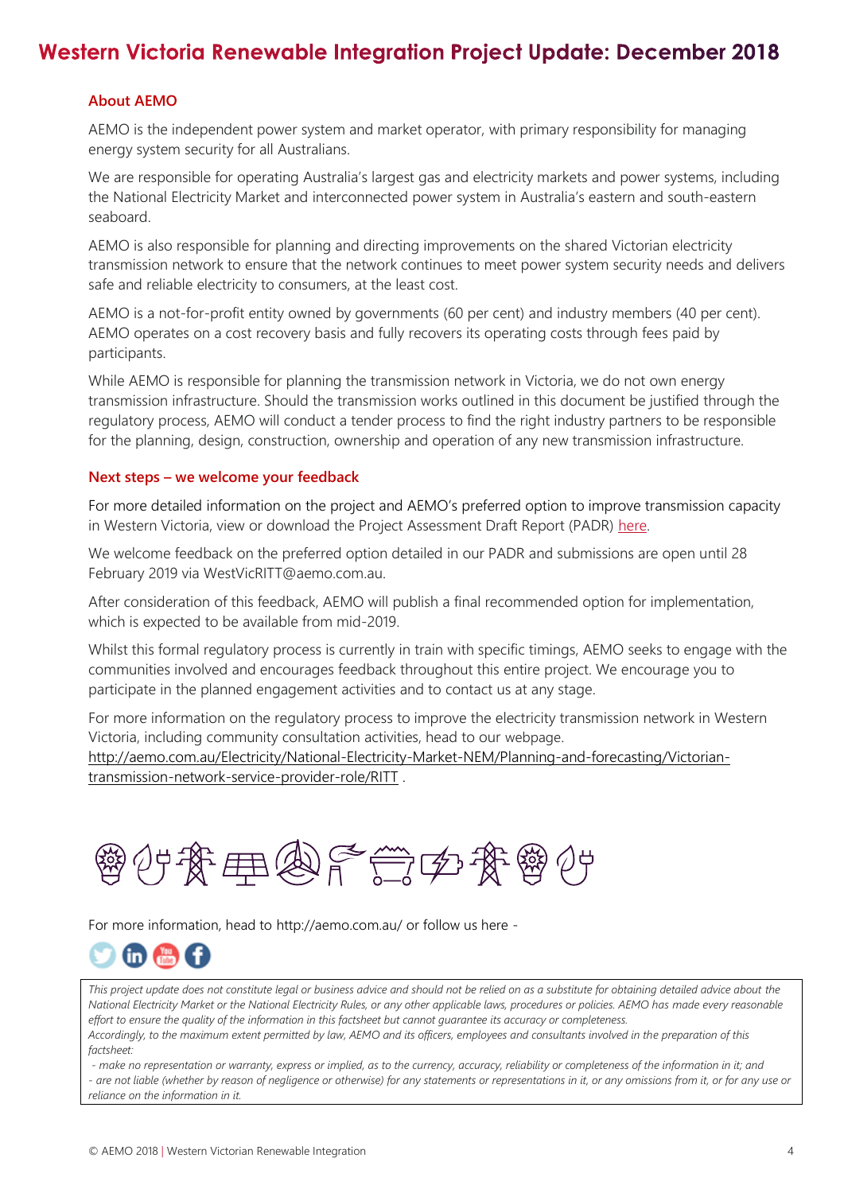## About AEMO

AEMO is the independent power system and market operator, with primary responsibility for managing energy system security for all Australians.

We are responsible for operating Australia's largest gas and electricity markets and power systems, including the National Electricity Market and interconnected power system in Australia's eastern and south-eastern seaboard.

AEMO is also responsible for planning and directing improvements on the shared Victorian electricity transmission network to ensure that the network continues to meet power system security needs and delivers safe and reliable electricity to consumers, at the least cost.

AEMO is a not-for-profit entity owned by governments (60 per cent) and industry members (40 per cent). AEMO operates on a cost recovery basis and fully recovers its operating costs through fees paid by participants.

While AEMO is responsible for planning the transmission network in Victoria, we do not own energy transmission infrastructure. Should the transmission works outlined in this document be justified through the regulatory process, AEMO will conduct a tender process to find the right industry partners to be responsible for the planning, design, construction, ownership and operation of any new transmission infrastructure.

## Next steps – we welcome your feedback

For more detailed information on the project and AEMO's preferred option to improve transmission capacity in Western Victoria, view or download the Project Assessment Draft Report (PADR) here.

We welcome feedback on the preferred option detailed in our PADR and submissions are open until 28 February 2019 via WestVicRITT@aemo.com.au.

After consideration of this feedback, AEMO will publish a final recommended option for implementation, which is expected to be available from mid-2019.

Whilst this formal regulatory process is currently in train with specific timings, AEMO seeks to engage with the communities involved and encourages feedback throughout this entire project. We encourage you to participate in the planned engagement activities and to contact us at any stage.

For more information on the regulatory process to improve the electricity transmission network in Western Victoria, including community consultation activities, head to our webpage. http://aemo.com.au/Electricity/National-Electricity-Market-NEM/Planning-and-forecasting/Victorian-transmission-network-service-provider-role/RITT .

For more information, head to http://aemo.com.au/ or follow us here -

*This project update does not constitute legal or business advice and should not be relied on as a substitute for obtaining detailed advice about the National Electricity Market or the National Electricity Rules, or any other applicable laws, procedures or policies. AEMO has made every reasonable effort to ensure the quality of the information in this factsheet but cannot guarantee its accuracy or completeness.*
*Accordingly, to the maximum extent permitted by law, AEMO and its officers, employees and consultants involved in the preparation of this factsheet:*
*- make no representation or warranty, express or implied, as to the currency, accuracy, reliability or completeness of the information in it; and*
*- are not liable (whether by reason of negligence or otherwise) for any statements or representations in it, or any omissions from it, or for any use or reliance on the information in it.*